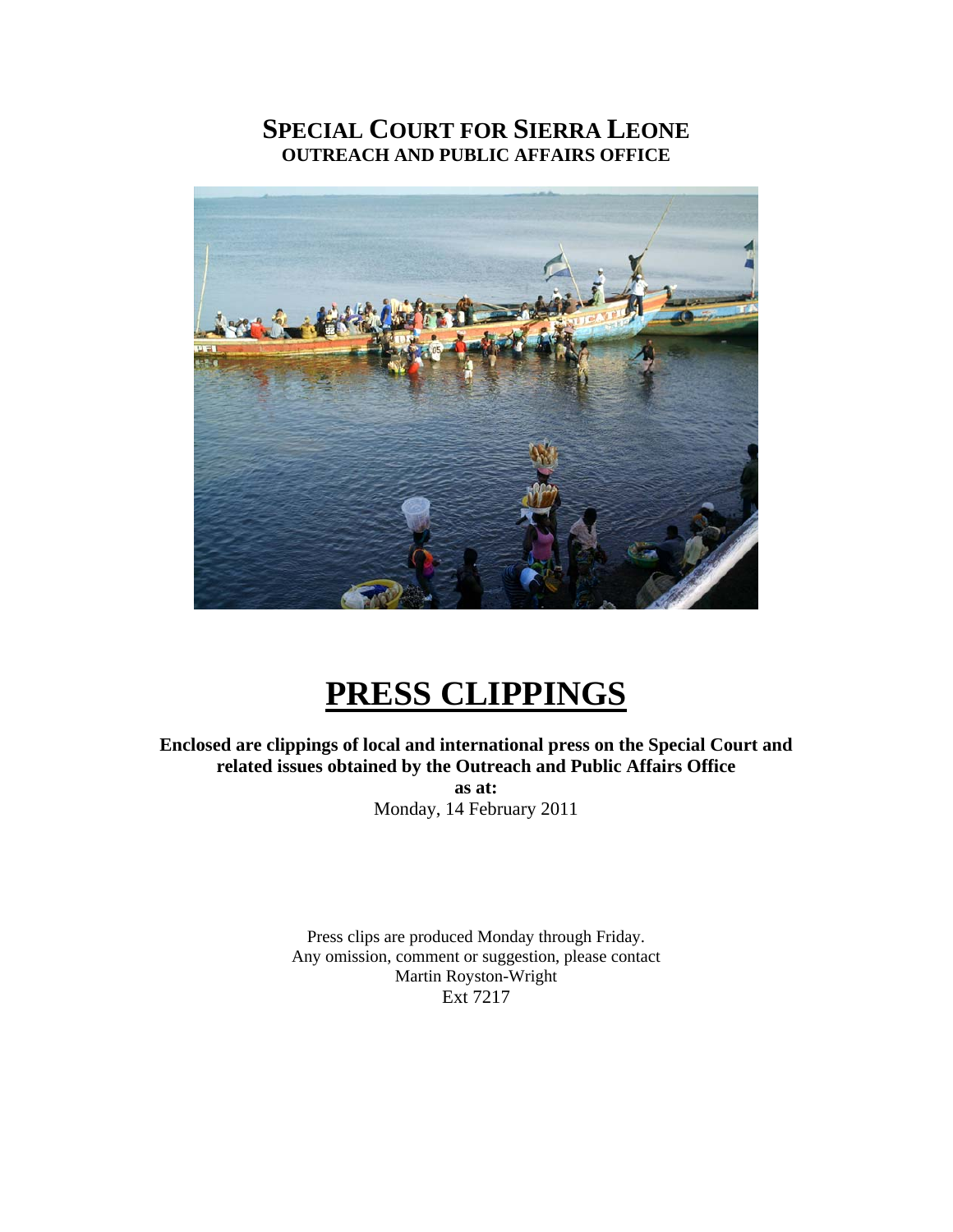# SPECIAL COURT FOR SIERRA LEONE
## OUTREACH AND PUBLIC AFFAIRS OFFICE

# PRESS CLIPPINGS

**Enclosed are clippings of local and international press on the Special Court and related issues obtained by the Outreach and Public Affairs Office**

**as at:**

Monday, 14 February 2011

Press clips are produced Monday through Friday.
Any omission, comment or suggestion, please contact
Martin Royston-Wright
Ext 7217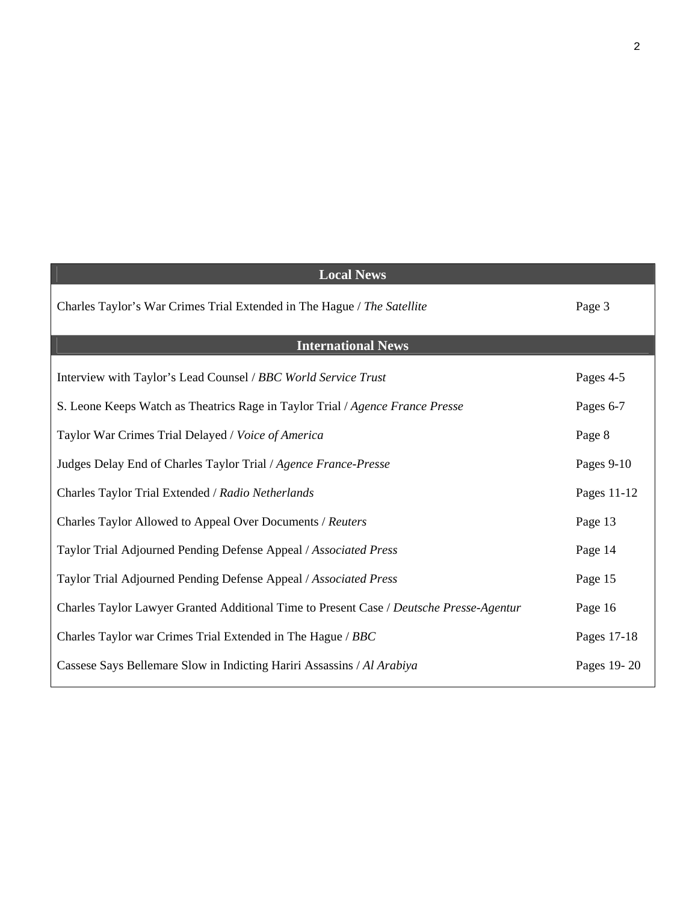| Local News | |
|---|---|
| Charles Taylor’s War Crimes Trial Extended in The Hague / *The Satellite* | Page 3 |
| **International News** | |
| Interview with Taylor’s Lead Counsel / *BBC World Service Trust* | Pages 4-5 |
| S. Leone Keeps Watch as Theatrics Rage in Taylor Trial / *Agence France Presse* | Pages 6-7 |
| Taylor War Crimes Trial Delayed / *Voice of America* | Page 8 |
| Judges Delay End of Charles Taylor Trial / *Agence France-Presse* | Pages 9-10 |
| Charles Taylor Trial Extended / *Radio Netherlands* | Pages 11-12 |
| Charles Taylor Allowed to Appeal Over Documents / *Reuters* | Page 13 |
| Taylor Trial Adjourned Pending Defense Appeal / *Associated Press* | Page 14 |
| Taylor Trial Adjourned Pending Defense Appeal / *Associated Press* | Page 15 |
| Charles Taylor Lawyer Granted Additional Time to Present Case / *Deutsche Presse-Agentur* | Page 16 |
| Charles Taylor war Crimes Trial Extended in The Hague / *BBC* | Pages 17-18 |
| Cassese Says Bellemare Slow in Indicting Hariri Assassins / *Al Arabiya* | Pages 19- 20 |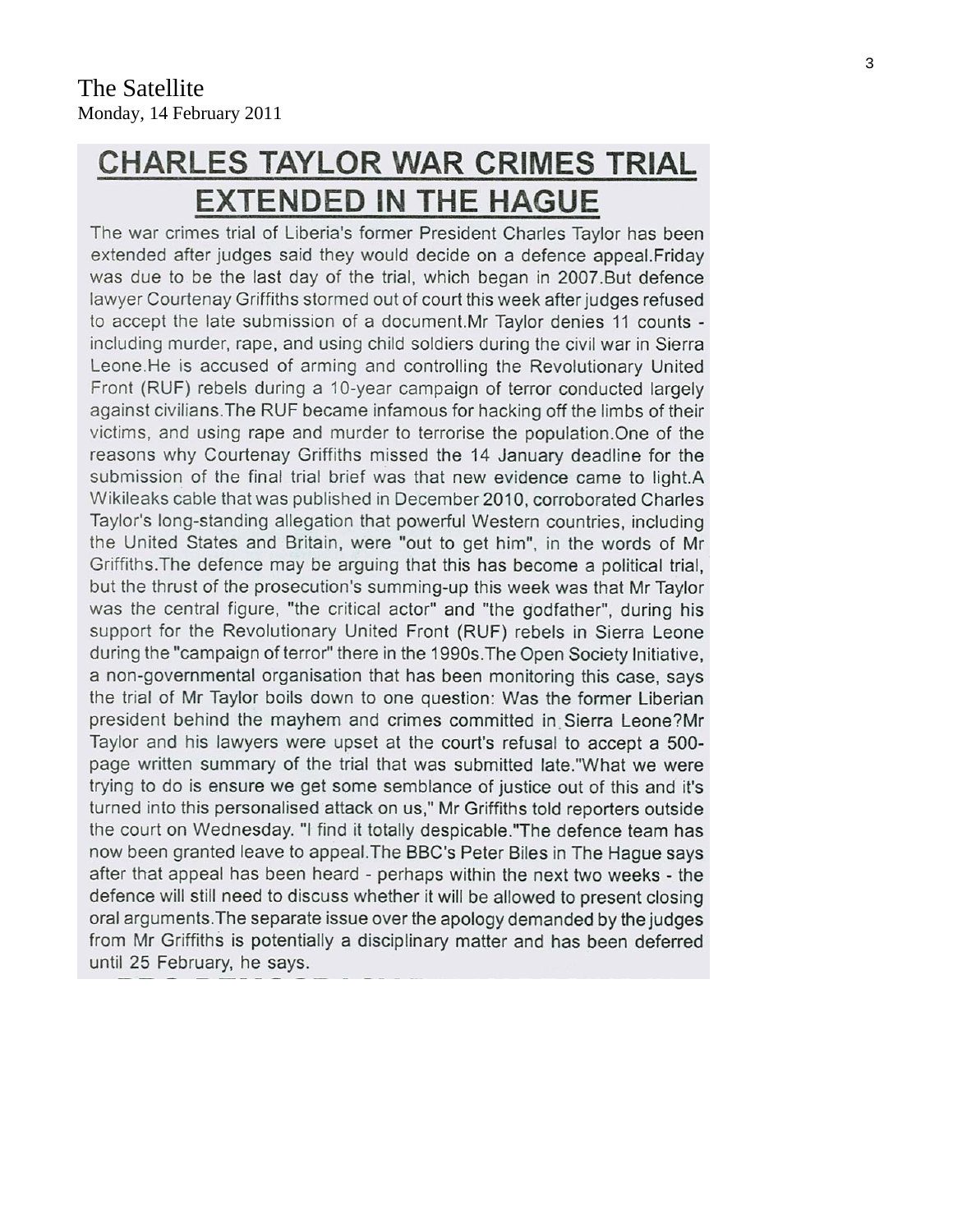The Satellite
Monday, 14 February 2011

# CHARLES TAYLOR WAR CRIMES TRIAL EXTENDED IN THE HAGUE

The war crimes trial of Liberia's former President Charles Taylor has been extended after judges said they would decide on a defence appeal.Friday was due to be the last day of the trial, which began in 2007.But defence lawyer Courtenay Griffiths stormed out of court this week after judges refused to accept the late submission of a document.Mr Taylor denies 11 counts - including murder, rape, and using child soldiers during the civil war in Sierra Leone.He is accused of arming and controlling the Revolutionary United Front (RUF) rebels during a 10-year campaign of terror conducted largely against civilians.The RUF became infamous for hacking off the limbs of their victims, and using rape and murder to terrorise the population.One of the reasons why Courtenay Griffiths missed the 14 January deadline for the submission of the final trial brief was that new evidence came to light.A Wikileaks cable that was published in December 2010, corroborated Charles Taylor's long-standing allegation that powerful Western countries, including the United States and Britain, were "out to get him", in the words of Mr Griffiths.The defence may be arguing that this has become a political trial, but the thrust of the prosecution's summing-up this week was that Mr Taylor was the central figure, "the critical actor" and "the godfather", during his support for the Revolutionary United Front (RUF) rebels in Sierra Leone during the "campaign of terror" there in the 1990s.The Open Society Initiative, a non-governmental organisation that has been monitoring this case, says the trial of Mr Taylor boils down to one question: Was the former Liberian president behind the mayhem and crimes committed in Sierra Leone?Mr Taylor and his lawyers were upset at the court's refusal to accept a 500-page written summary of the trial that was submitted late."What we were trying to do is ensure we get some semblance of justice out of this and it's turned into this personalised attack on us," Mr Griffiths told reporters outside the court on Wednesday. "I find it totally despicable."The defence team has now been granted leave to appeal.The BBC's Peter Biles in The Hague says after that appeal has been heard - perhaps within the next two weeks - the defence will still need to discuss whether it will be allowed to present closing oral arguments.The separate issue over the apology demanded by the judges from Mr Griffiths is potentially a disciplinary matter and has been deferred until 25 February, he says.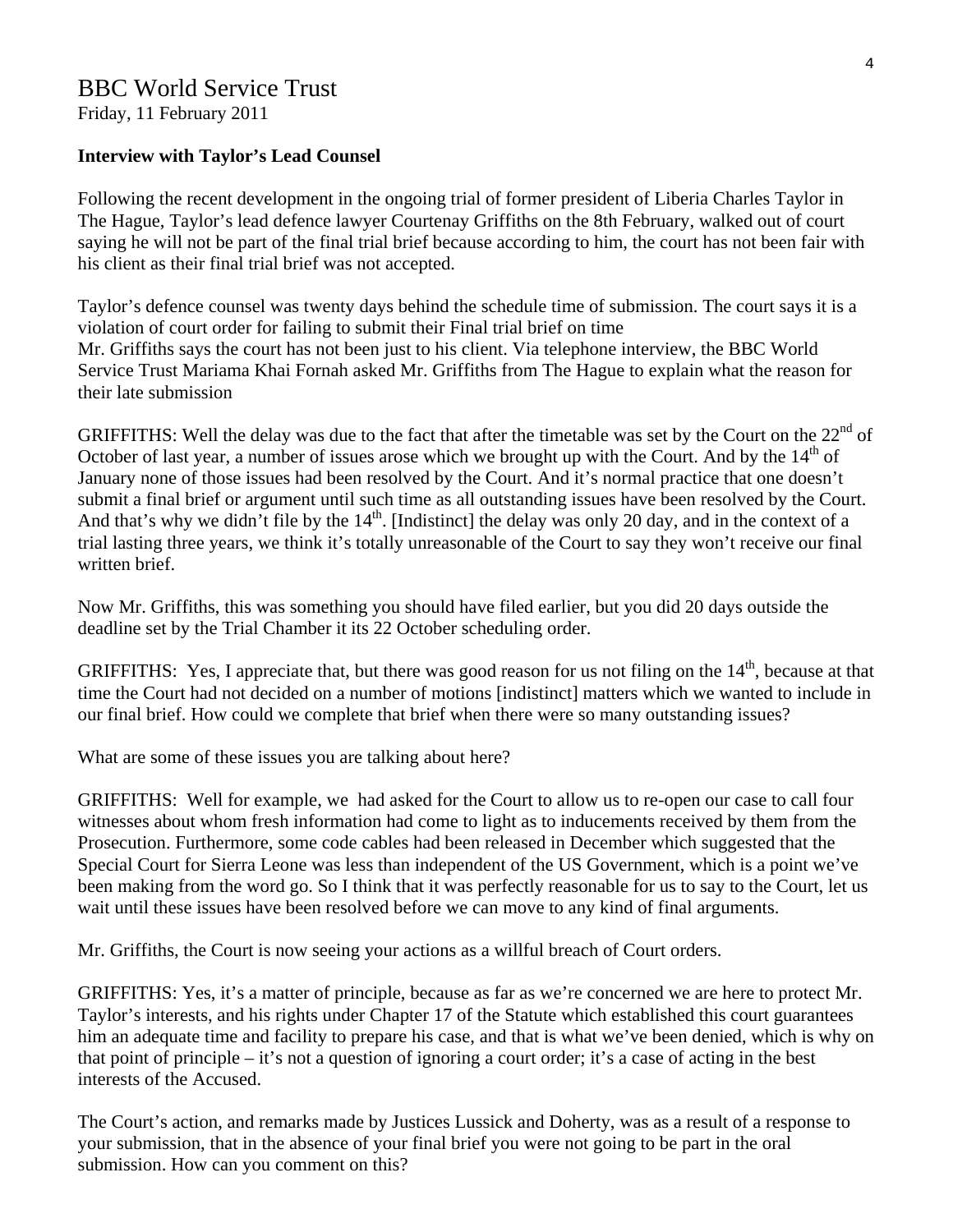# BBC World Service Trust

Friday, 11 February 2011

**Interview with Taylor's Lead Counsel**

Following the recent development in the ongoing trial of former president of Liberia Charles Taylor in The Hague, Taylor's lead defence lawyer Courtenay Griffiths on the 8th February, walked out of court saying he will not be part of the final trial brief because according to him, the court has not been fair with his client as their final trial brief was not accepted.

Taylor's defence counsel was twenty days behind the schedule time of submission. The court says it is a violation of court order for failing to submit their Final trial brief on time
Mr. Griffiths says the court has not been just to his client. Via telephone interview, the BBC World Service Trust Mariama Khai Fornah asked Mr. Griffiths from The Hague to explain what the reason for their late submission

GRIFFITHS: Well the delay was due to the fact that after the timetable was set by the Court on the 22nd of October of last year, a number of issues arose which we brought up with the Court. And by the 14th of January none of those issues had been resolved by the Court. And it's normal practice that one doesn't submit a final brief or argument until such time as all outstanding issues have been resolved by the Court. And that's why we didn't file by the 14th. [Indistinct] the delay was only 20 day, and in the context of a trial lasting three years, we think it's totally unreasonable of the Court to say they won't receive our final written brief.

Now Mr. Griffiths, this was something you should have filed earlier, but you did 20 days outside the deadline set by the Trial Chamber it its 22 October scheduling order.

GRIFFITHS: Yes, I appreciate that, but there was good reason for us not filing on the 14th, because at that time the Court had not decided on a number of motions [indistinct] matters which we wanted to include in our final brief. How could we complete that brief when there were so many outstanding issues?

What are some of these issues you are talking about here?

GRIFFITHS: Well for example, we had asked for the Court to allow us to re-open our case to call four witnesses about whom fresh information had come to light as to inducements received by them from the Prosecution. Furthermore, some code cables had been released in December which suggested that the Special Court for Sierra Leone was less than independent of the US Government, which is a point we've been making from the word go. So I think that it was perfectly reasonable for us to say to the Court, let us wait until these issues have been resolved before we can move to any kind of final arguments.

Mr. Griffiths, the Court is now seeing your actions as a willful breach of Court orders.

GRIFFITHS: Yes, it's a matter of principle, because as far as we're concerned we are here to protect Mr. Taylor's interests, and his rights under Chapter 17 of the Statute which established this court guarantees him an adequate time and facility to prepare his case, and that is what we've been denied, which is why on that point of principle – it's not a question of ignoring a court order; it's a case of acting in the best interests of the Accused.

The Court's action, and remarks made by Justices Lussick and Doherty, was as a result of a response to your submission, that in the absence of your final brief you were not going to be part in the oral submission. How can you comment on this?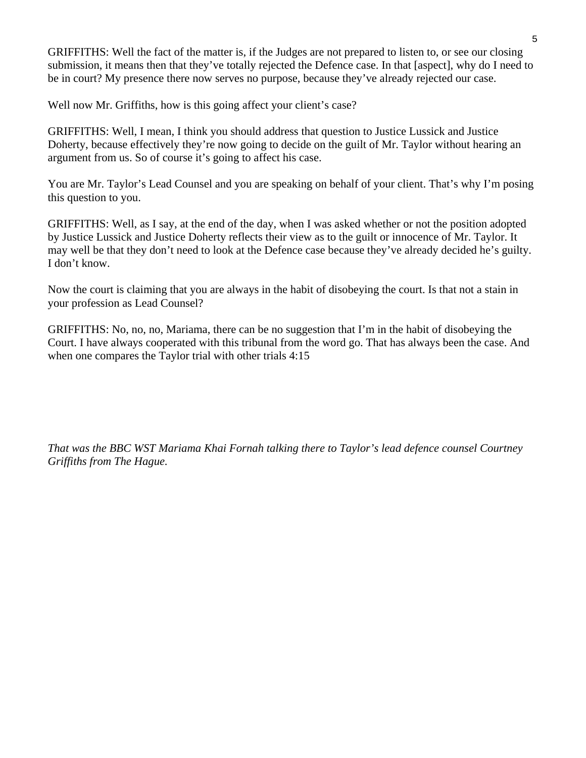GRIFFITHS: Well the fact of the matter is, if the Judges are not prepared to listen to, or see our closing submission, it means then that they've totally rejected the Defence case. In that [aspect], why do I need to be in court? My presence there now serves no purpose, because they've already rejected our case.

Well now Mr. Griffiths, how is this going affect your client's case?

GRIFFITHS: Well, I mean, I think you should address that question to Justice Lussick and Justice Doherty, because effectively they're now going to decide on the guilt of Mr. Taylor without hearing an argument from us. So of course it's going to affect his case.

You are Mr. Taylor's Lead Counsel and you are speaking on behalf of your client. That's why I'm posing this question to you.

GRIFFITHS: Well, as I say, at the end of the day, when I was asked whether or not the position adopted by Justice Lussick and Justice Doherty reflects their view as to the guilt or innocence of Mr. Taylor. It may well be that they don't need to look at the Defence case because they've already decided he's guilty. I don't know.

Now the court is claiming that you are always in the habit of disobeying the court. Is that not a stain in your profession as Lead Counsel?

GRIFFITHS: No, no, no, Mariama, there can be no suggestion that I'm in the habit of disobeying the Court. I have always cooperated with this tribunal from the word go. That has always been the case. And when one compares the Taylor trial with other trials 4:15

*That was the BBC WST Mariama Khai Fornah talking there to Taylor's lead defence counsel Courtney Griffiths from The Hague.*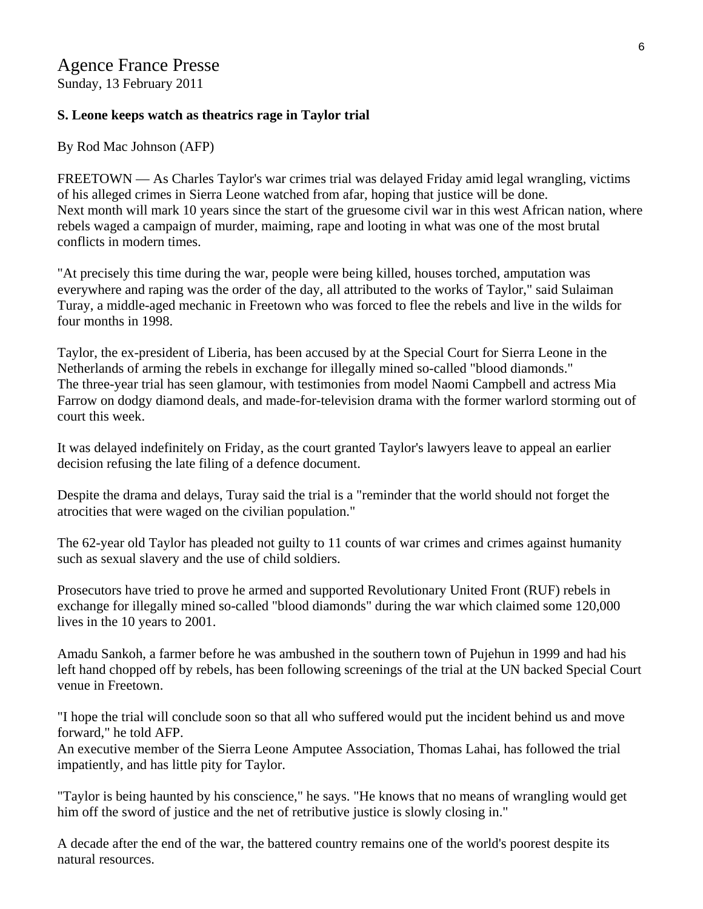# Agence France Presse

Sunday, 13 February 2011

**S. Leone keeps watch as theatrics rage in Taylor trial**

By Rod Mac Johnson (AFP)

FREETOWN — As Charles Taylor's war crimes trial was delayed Friday amid legal wrangling, victims of his alleged crimes in Sierra Leone watched from afar, hoping that justice will be done.
Next month will mark 10 years since the start of the gruesome civil war in this west African nation, where rebels waged a campaign of murder, maiming, rape and looting in what was one of the most brutal conflicts in modern times.

"At precisely this time during the war, people were being killed, houses torched, amputation was everywhere and raping was the order of the day, all attributed to the works of Taylor," said Sulaiman Turay, a middle-aged mechanic in Freetown who was forced to flee the rebels and live in the wilds for four months in 1998.

Taylor, the ex-president of Liberia, has been accused by at the Special Court for Sierra Leone in the Netherlands of arming the rebels in exchange for illegally mined so-called "blood diamonds."
The three-year trial has seen glamour, with testimonies from model Naomi Campbell and actress Mia Farrow on dodgy diamond deals, and made-for-television drama with the former warlord storming out of court this week.

It was delayed indefinitely on Friday, as the court granted Taylor's lawyers leave to appeal an earlier decision refusing the late filing of a defence document.

Despite the drama and delays, Turay said the trial is a "reminder that the world should not forget the atrocities that were waged on the civilian population."

The 62-year old Taylor has pleaded not guilty to 11 counts of war crimes and crimes against humanity such as sexual slavery and the use of child soldiers.

Prosecutors have tried to prove he armed and supported Revolutionary United Front (RUF) rebels in exchange for illegally mined so-called "blood diamonds" during the war which claimed some 120,000 lives in the 10 years to 2001.

Amadu Sankoh, a farmer before he was ambushed in the southern town of Pujehun in 1999 and had his left hand chopped off by rebels, has been following screenings of the trial at the UN backed Special Court venue in Freetown.

"I hope the trial will conclude soon so that all who suffered would put the incident behind us and move forward," he told AFP.
An executive member of the Sierra Leone Amputee Association, Thomas Lahai, has followed the trial impatiently, and has little pity for Taylor.

"Taylor is being haunted by his conscience," he says. "He knows that no means of wrangling would get him off the sword of justice and the net of retributive justice is slowly closing in."

A decade after the end of the war, the battered country remains one of the world's poorest despite its natural resources.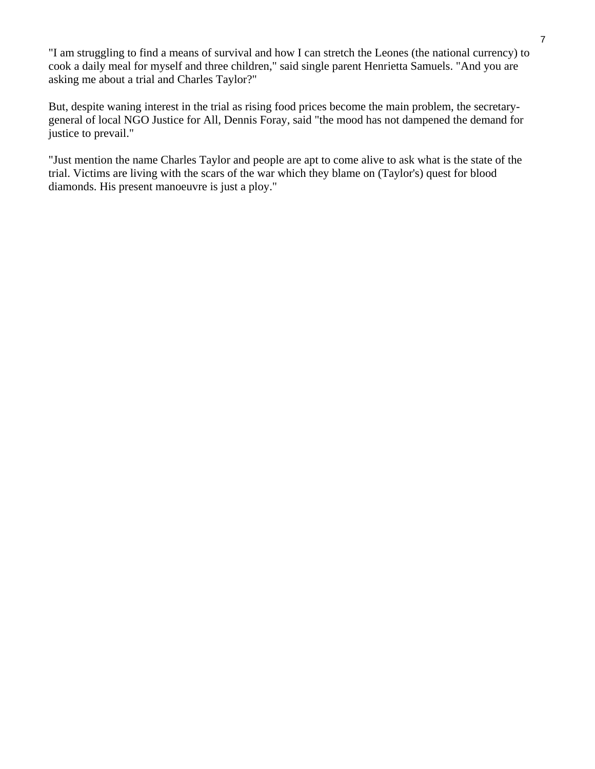"I am struggling to find a means of survival and how I can stretch the Leones (the national currency) to cook a daily meal for myself and three children," said single parent Henrietta Samuels. "And you are asking me about a trial and Charles Taylor?"

But, despite waning interest in the trial as rising food prices become the main problem, the secretary-general of local NGO Justice for All, Dennis Foray, said "the mood has not dampened the demand for justice to prevail."

"Just mention the name Charles Taylor and people are apt to come alive to ask what is the state of the trial. Victims are living with the scars of the war which they blame on (Taylor's) quest for blood diamonds. His present manoeuvre is just a ploy."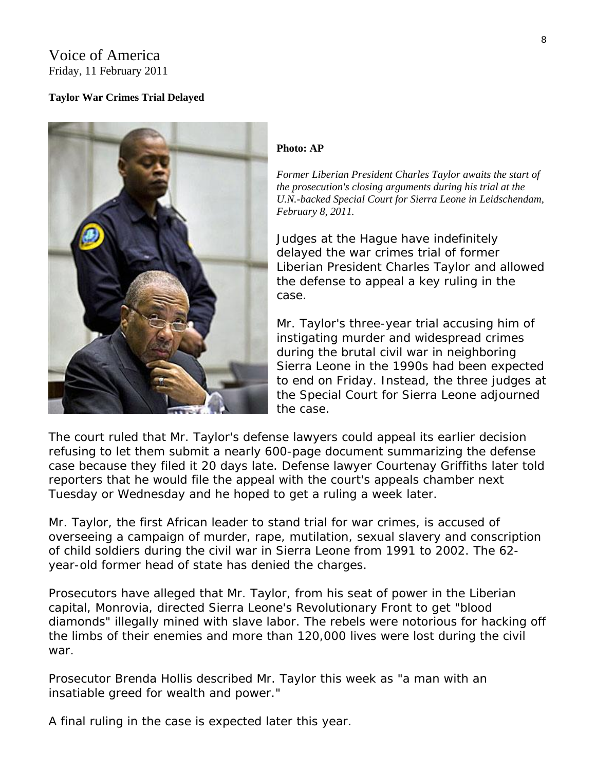Voice of America
Friday, 11 February 2011

**Taylor War Crimes Trial Delayed**

**Photo: AP**

*Former Liberian President Charles Taylor awaits the start of the prosecution's closing arguments during his trial at the U.N.-backed Special Court for Sierra Leone in Leidschendam, February 8, 2011.*

Judges at the Hague have indefinitely delayed the war crimes trial of former Liberian President Charles Taylor and allowed the defense to appeal a key ruling in the case.

Mr. Taylor's three-year trial accusing him of instigating murder and widespread crimes during the brutal civil war in neighboring Sierra Leone in the 1990s had been expected to end on Friday. Instead, the three judges at the Special Court for Sierra Leone adjourned the case.

The court ruled that Mr. Taylor's defense lawyers could appeal its earlier decision refusing to let them submit a nearly 600-page document summarizing the defense case because they filed it 20 days late. Defense lawyer Courtenay Griffiths later told reporters that he would file the appeal with the court's appeals chamber next Tuesday or Wednesday and he hoped to get a ruling a week later.

Mr. Taylor, the first African leader to stand trial for war crimes, is accused of overseeing a campaign of murder, rape, mutilation, sexual slavery and conscription of child soldiers during the civil war in Sierra Leone from 1991 to 2002. The 62-year-old former head of state has denied the charges.

Prosecutors have alleged that Mr. Taylor, from his seat of power in the Liberian capital, Monrovia, directed Sierra Leone's Revolutionary Front to get "blood diamonds" illegally mined with slave labor. The rebels were notorious for hacking off the limbs of their enemies and more than 120,000 lives were lost during the civil war.

Prosecutor Brenda Hollis described Mr. Taylor this week as "a man with an insatiable greed for wealth and power."

A final ruling in the case is expected later this year.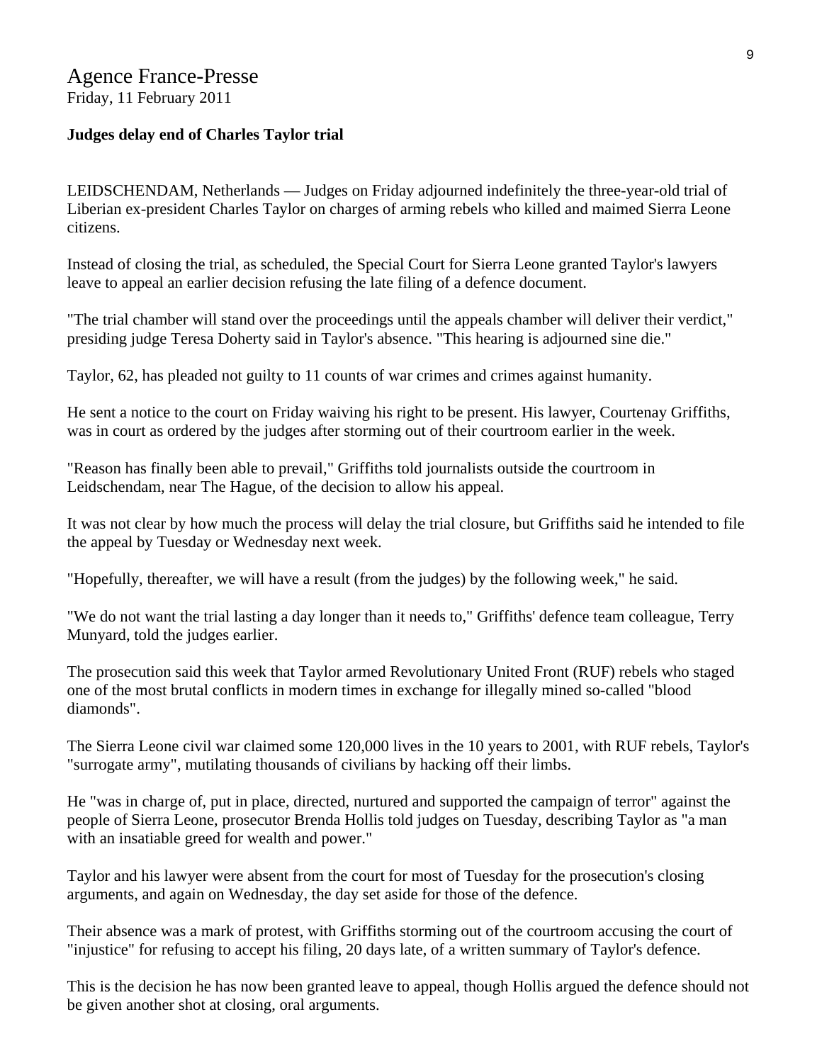Agence France-Presse
Friday, 11 February 2011

**Judges delay end of Charles Taylor trial**

LEIDSCHENDAM, Netherlands — Judges on Friday adjourned indefinitely the three-year-old trial of Liberian ex-president Charles Taylor on charges of arming rebels who killed and maimed Sierra Leone citizens.

Instead of closing the trial, as scheduled, the Special Court for Sierra Leone granted Taylor's lawyers leave to appeal an earlier decision refusing the late filing of a defence document.

"The trial chamber will stand over the proceedings until the appeals chamber will deliver their verdict," presiding judge Teresa Doherty said in Taylor's absence. "This hearing is adjourned sine die."

Taylor, 62, has pleaded not guilty to 11 counts of war crimes and crimes against humanity.

He sent a notice to the court on Friday waiving his right to be present. His lawyer, Courtenay Griffiths, was in court as ordered by the judges after storming out of their courtroom earlier in the week.

"Reason has finally been able to prevail," Griffiths told journalists outside the courtroom in Leidschendam, near The Hague, of the decision to allow his appeal.

It was not clear by how much the process will delay the trial closure, but Griffiths said he intended to file the appeal by Tuesday or Wednesday next week.

"Hopefully, thereafter, we will have a result (from the judges) by the following week," he said.

"We do not want the trial lasting a day longer than it needs to," Griffiths' defence team colleague, Terry Munyard, told the judges earlier.

The prosecution said this week that Taylor armed Revolutionary United Front (RUF) rebels who staged one of the most brutal conflicts in modern times in exchange for illegally mined so-called "blood diamonds".

The Sierra Leone civil war claimed some 120,000 lives in the 10 years to 2001, with RUF rebels, Taylor's "surrogate army", mutilating thousands of civilians by hacking off their limbs.

He "was in charge of, put in place, directed, nurtured and supported the campaign of terror" against the people of Sierra Leone, prosecutor Brenda Hollis told judges on Tuesday, describing Taylor as "a man with an insatiable greed for wealth and power."

Taylor and his lawyer were absent from the court for most of Tuesday for the prosecution's closing arguments, and again on Wednesday, the day set aside for those of the defence.

Their absence was a mark of protest, with Griffiths storming out of the courtroom accusing the court of "injustice" for refusing to accept his filing, 20 days late, of a written summary of Taylor's defence.

This is the decision he has now been granted leave to appeal, though Hollis argued the defence should not be given another shot at closing, oral arguments.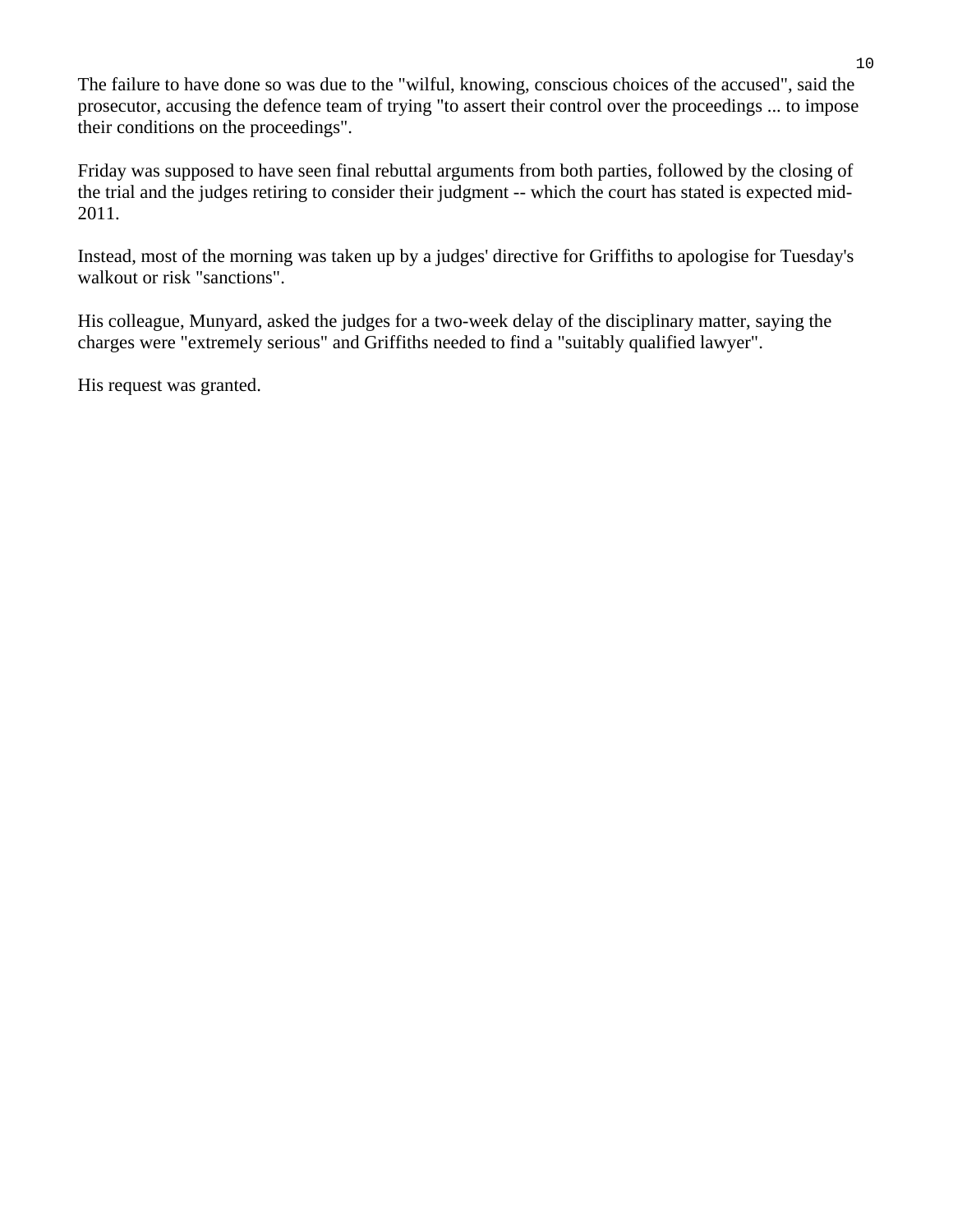The failure to have done so was due to the "wilful, knowing, conscious choices of the accused", said the prosecutor, accusing the defence team of trying "to assert their control over the proceedings ... to impose their conditions on the proceedings".

Friday was supposed to have seen final rebuttal arguments from both parties, followed by the closing of the trial and the judges retiring to consider their judgment -- which the court has stated is expected mid-2011.

Instead, most of the morning was taken up by a judges' directive for Griffiths to apologise for Tuesday's walkout or risk "sanctions".

His colleague, Munyard, asked the judges for a two-week delay of the disciplinary matter, saying the charges were "extremely serious" and Griffiths needed to find a "suitably qualified lawyer".

His request was granted.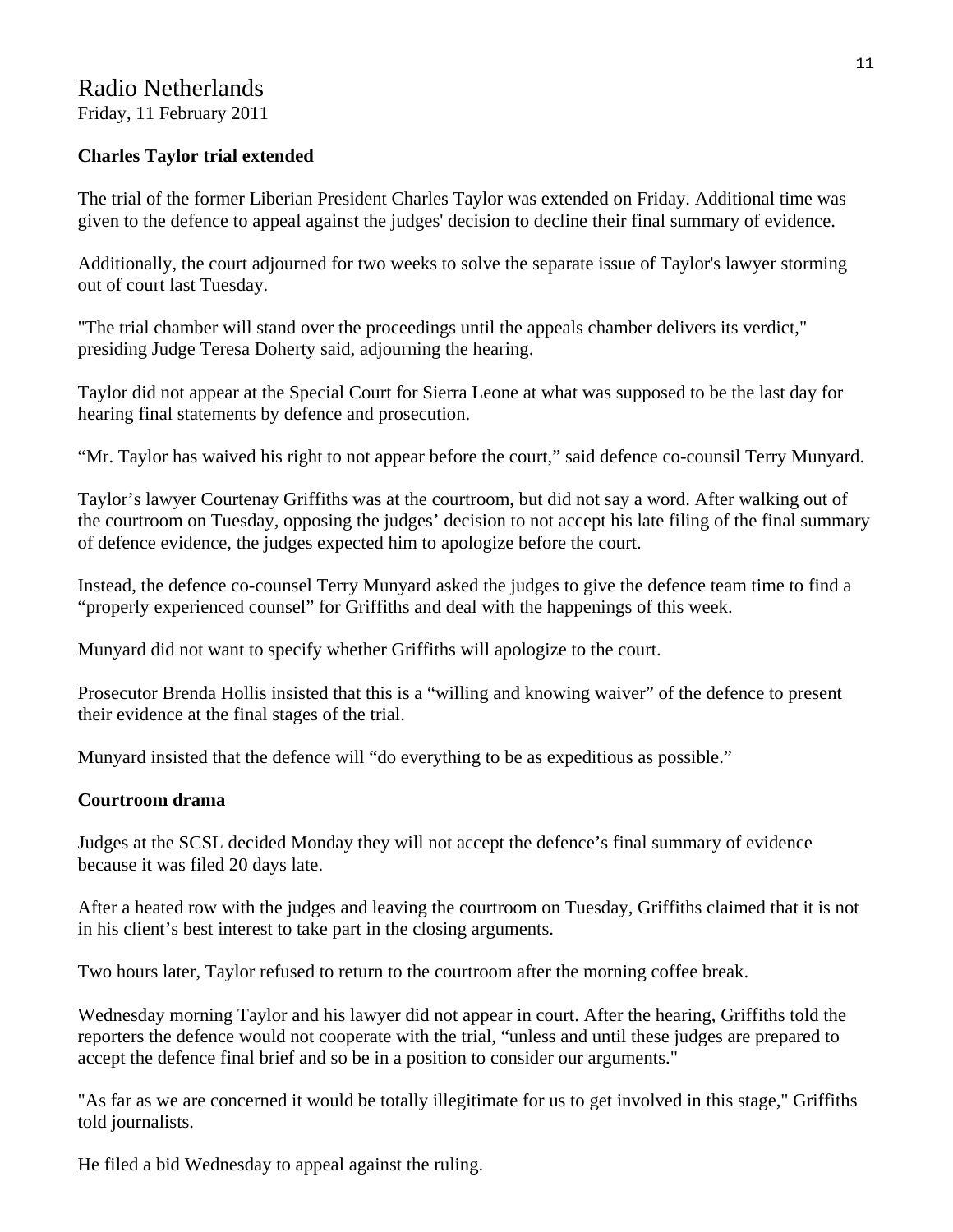# Radio Netherlands

Friday, 11 February 2011

**Charles Taylor trial extended**

The trial of the former Liberian President Charles Taylor was extended on Friday. Additional time was given to the defence to appeal against the judges' decision to decline their final summary of evidence.

Additionally, the court adjourned for two weeks to solve the separate issue of Taylor's lawyer storming out of court last Tuesday.

"The trial chamber will stand over the proceedings until the appeals chamber delivers its verdict," presiding Judge Teresa Doherty said, adjourning the hearing.

Taylor did not appear at the Special Court for Sierra Leone at what was supposed to be the last day for hearing final statements by defence and prosecution.

“Mr. Taylor has waived his right to not appear before the court,” said defence co-counsil Terry Munyard.

Taylor’s lawyer Courtenay Griffiths was at the courtroom, but did not say a word. After walking out of the courtroom on Tuesday, opposing the judges’ decision to not accept his late filing of the final summary of defence evidence, the judges expected him to apologize before the court.

Instead, the defence co-counsel Terry Munyard asked the judges to give the defence team time to find a “properly experienced counsel” for Griffiths and deal with the happenings of this week.

Munyard did not want to specify whether Griffiths will apologize to the court.

Prosecutor Brenda Hollis insisted that this is a “willing and knowing waiver” of the defence to present their evidence at the final stages of the trial.

Munyard insisted that the defence will “do everything to be as expeditious as possible.”

**Courtroom drama**

Judges at the SCSL decided Monday they will not accept the defence’s final summary of evidence because it was filed 20 days late.

After a heated row with the judges and leaving the courtroom on Tuesday, Griffiths claimed that it is not in his client’s best interest to take part in the closing arguments.

Two hours later, Taylor refused to return to the courtroom after the morning coffee break.

Wednesday morning Taylor and his lawyer did not appear in court. After the hearing, Griffiths told the reporters the defence would not cooperate with the trial, “unless and until these judges are prepared to accept the defence final brief and so be in a position to consider our arguments."

"As far as we are concerned it would be totally illegitimate for us to get involved in this stage," Griffiths told journalists.

He filed a bid Wednesday to appeal against the ruling.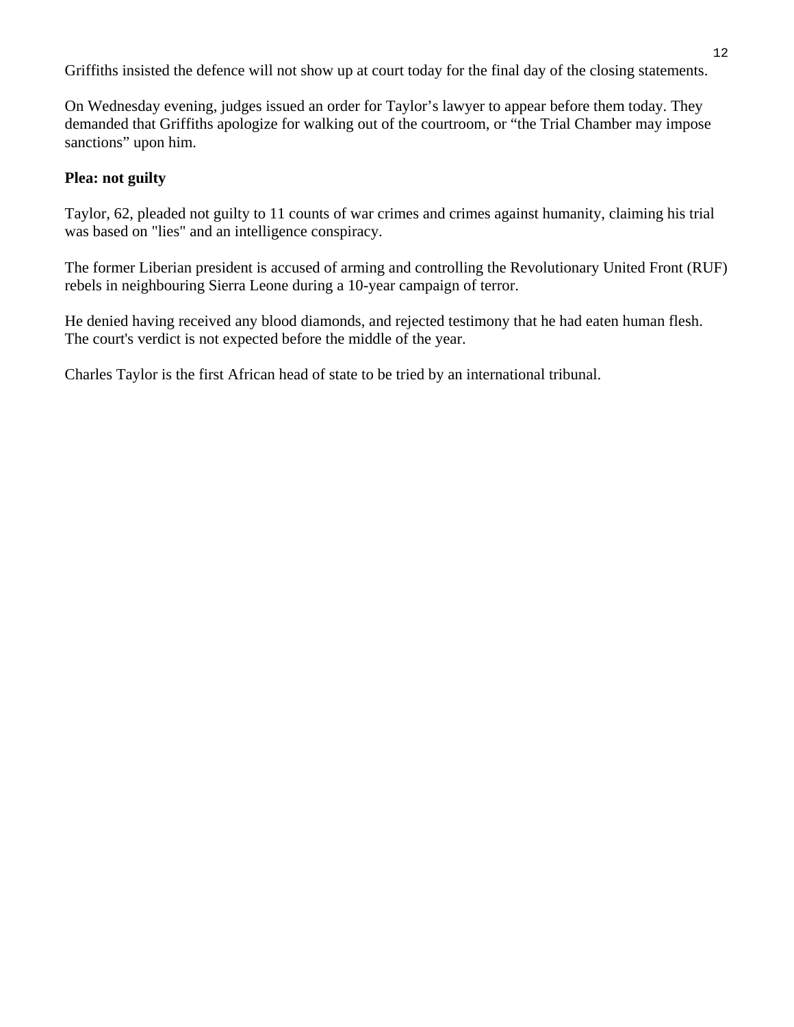Griffiths insisted the defence will not show up at court today for the final day of the closing statements.

On Wednesday evening, judges issued an order for Taylor’s lawyer to appear before them today. They demanded that Griffiths apologize for walking out of the courtroom, or “the Trial Chamber may impose sanctions” upon him.

**Plea: not guilty**

Taylor, 62, pleaded not guilty to 11 counts of war crimes and crimes against humanity, claiming his trial was based on "lies" and an intelligence conspiracy.

The former Liberian president is accused of arming and controlling the Revolutionary United Front (RUF) rebels in neighbouring Sierra Leone during a 10-year campaign of terror.

He denied having received any blood diamonds, and rejected testimony that he had eaten human flesh. The court's verdict is not expected before the middle of the year.

Charles Taylor is the first African head of state to be tried by an international tribunal.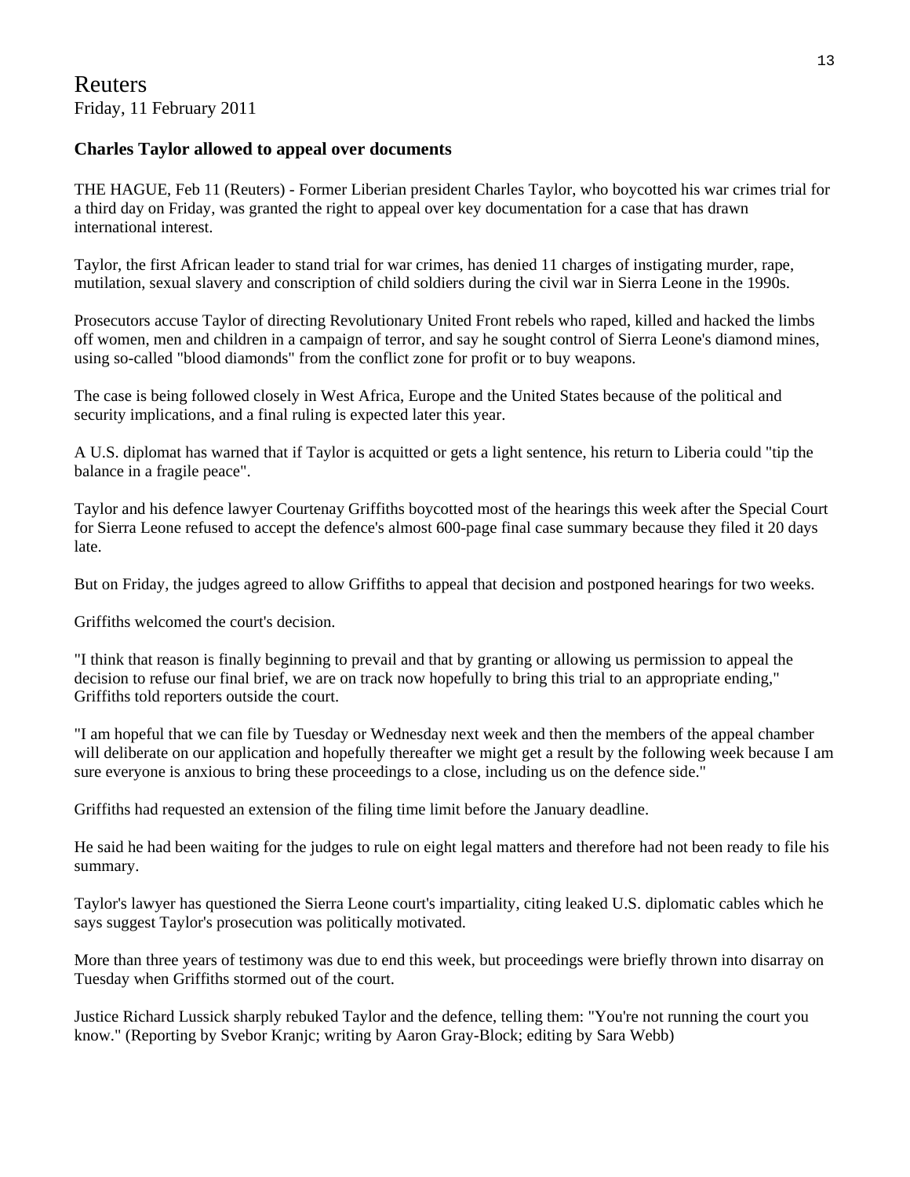Reuters

Friday, 11 February 2011

**Charles Taylor allowed to appeal over documents**

THE HAGUE, Feb 11 (Reuters) - Former Liberian president Charles Taylor, who boycotted his war crimes trial for a third day on Friday, was granted the right to appeal over key documentation for a case that has drawn international interest.

Taylor, the first African leader to stand trial for war crimes, has denied 11 charges of instigating murder, rape, mutilation, sexual slavery and conscription of child soldiers during the civil war in Sierra Leone in the 1990s.

Prosecutors accuse Taylor of directing Revolutionary United Front rebels who raped, killed and hacked the limbs off women, men and children in a campaign of terror, and say he sought control of Sierra Leone's diamond mines, using so-called "blood diamonds" from the conflict zone for profit or to buy weapons.

The case is being followed closely in West Africa, Europe and the United States because of the political and security implications, and a final ruling is expected later this year.

A U.S. diplomat has warned that if Taylor is acquitted or gets a light sentence, his return to Liberia could "tip the balance in a fragile peace".

Taylor and his defence lawyer Courtenay Griffiths boycotted most of the hearings this week after the Special Court for Sierra Leone refused to accept the defence's almost 600-page final case summary because they filed it 20 days late.

But on Friday, the judges agreed to allow Griffiths to appeal that decision and postponed hearings for two weeks.

Griffiths welcomed the court's decision.

"I think that reason is finally beginning to prevail and that by granting or allowing us permission to appeal the decision to refuse our final brief, we are on track now hopefully to bring this trial to an appropriate ending," Griffiths told reporters outside the court.

"I am hopeful that we can file by Tuesday or Wednesday next week and then the members of the appeal chamber will deliberate on our application and hopefully thereafter we might get a result by the following week because I am sure everyone is anxious to bring these proceedings to a close, including us on the defence side."

Griffiths had requested an extension of the filing time limit before the January deadline.

He said he had been waiting for the judges to rule on eight legal matters and therefore had not been ready to file his summary.

Taylor's lawyer has questioned the Sierra Leone court's impartiality, citing leaked U.S. diplomatic cables which he says suggest Taylor's prosecution was politically motivated.

More than three years of testimony was due to end this week, but proceedings were briefly thrown into disarray on Tuesday when Griffiths stormed out of the court.

Justice Richard Lussick sharply rebuked Taylor and the defence, telling them: "You're not running the court you know." (Reporting by Svebor Kranjc; writing by Aaron Gray-Block; editing by Sara Webb)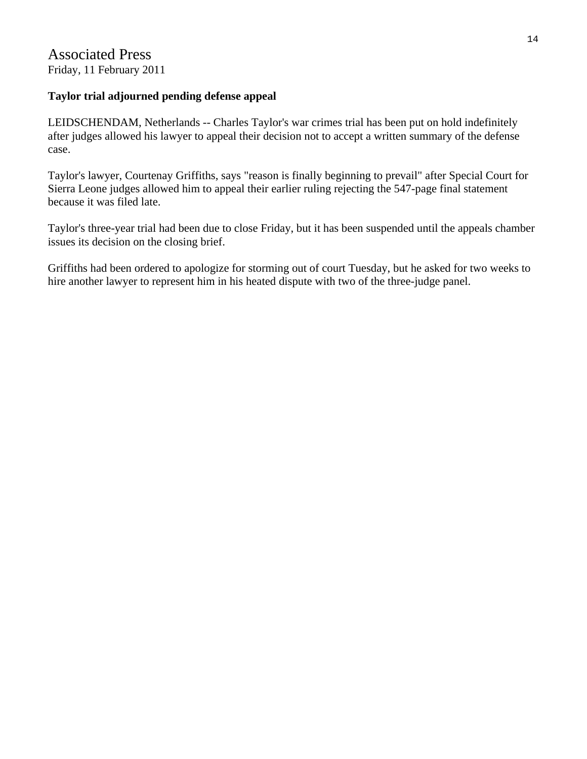# Associated Press

Friday, 11 February 2011

**Taylor trial adjourned pending defense appeal**

LEIDSCHENDAM, Netherlands -- Charles Taylor's war crimes trial has been put on hold indefinitely after judges allowed his lawyer to appeal their decision not to accept a written summary of the defense case.

Taylor's lawyer, Courtenay Griffiths, says "reason is finally beginning to prevail" after Special Court for Sierra Leone judges allowed him to appeal their earlier ruling rejecting the 547-page final statement because it was filed late.

Taylor's three-year trial had been due to close Friday, but it has been suspended until the appeals chamber issues its decision on the closing brief.

Griffiths had been ordered to apologize for storming out of court Tuesday, but he asked for two weeks to hire another lawyer to represent him in his heated dispute with two of the three-judge panel.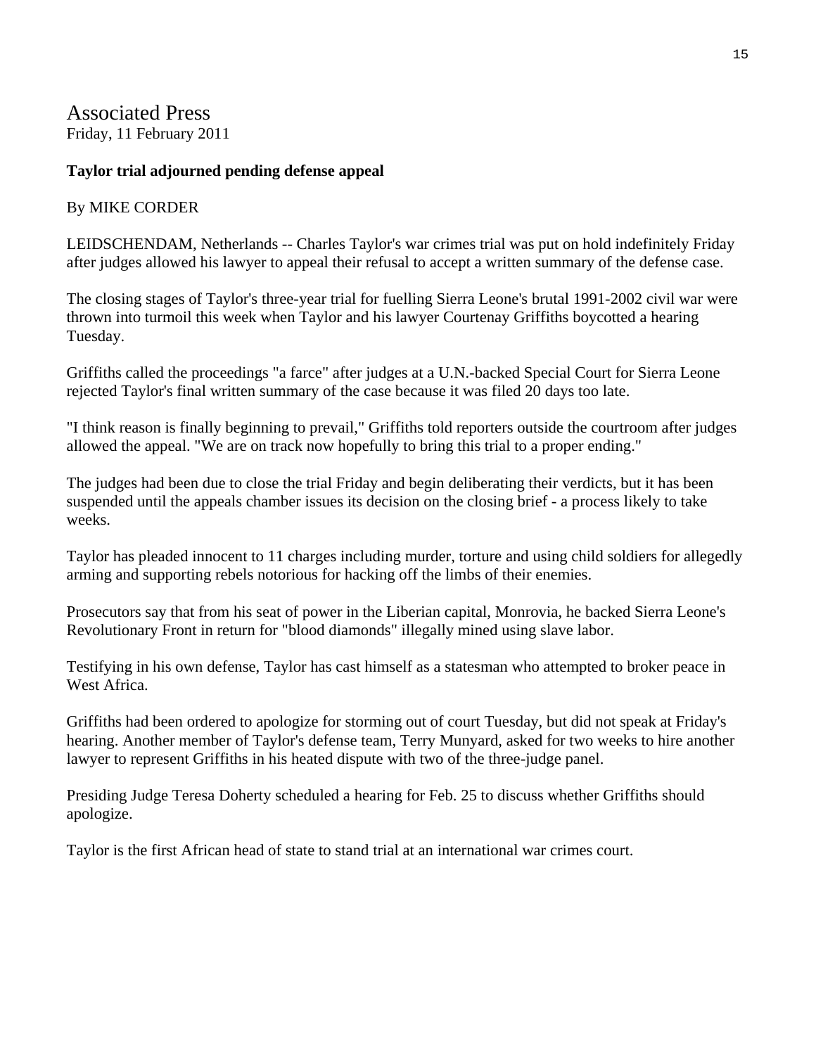# Associated Press

Friday, 11 February 2011

**Taylor trial adjourned pending defense appeal**

By MIKE CORDER

LEIDSCHENDAM, Netherlands -- Charles Taylor's war crimes trial was put on hold indefinitely Friday after judges allowed his lawyer to appeal their refusal to accept a written summary of the defense case.

The closing stages of Taylor's three-year trial for fuelling Sierra Leone's brutal 1991-2002 civil war were thrown into turmoil this week when Taylor and his lawyer Courtenay Griffiths boycotted a hearing Tuesday.

Griffiths called the proceedings "a farce" after judges at a U.N.-backed Special Court for Sierra Leone rejected Taylor's final written summary of the case because it was filed 20 days too late.

"I think reason is finally beginning to prevail," Griffiths told reporters outside the courtroom after judges allowed the appeal. "We are on track now hopefully to bring this trial to a proper ending."

The judges had been due to close the trial Friday and begin deliberating their verdicts, but it has been suspended until the appeals chamber issues its decision on the closing brief - a process likely to take weeks.

Taylor has pleaded innocent to 11 charges including murder, torture and using child soldiers for allegedly arming and supporting rebels notorious for hacking off the limbs of their enemies.

Prosecutors say that from his seat of power in the Liberian capital, Monrovia, he backed Sierra Leone's Revolutionary Front in return for "blood diamonds" illegally mined using slave labor.

Testifying in his own defense, Taylor has cast himself as a statesman who attempted to broker peace in West Africa.

Griffiths had been ordered to apologize for storming out of court Tuesday, but did not speak at Friday's hearing. Another member of Taylor's defense team, Terry Munyard, asked for two weeks to hire another lawyer to represent Griffiths in his heated dispute with two of the three-judge panel.

Presiding Judge Teresa Doherty scheduled a hearing for Feb. 25 to discuss whether Griffiths should apologize.

Taylor is the first African head of state to stand trial at an international war crimes court.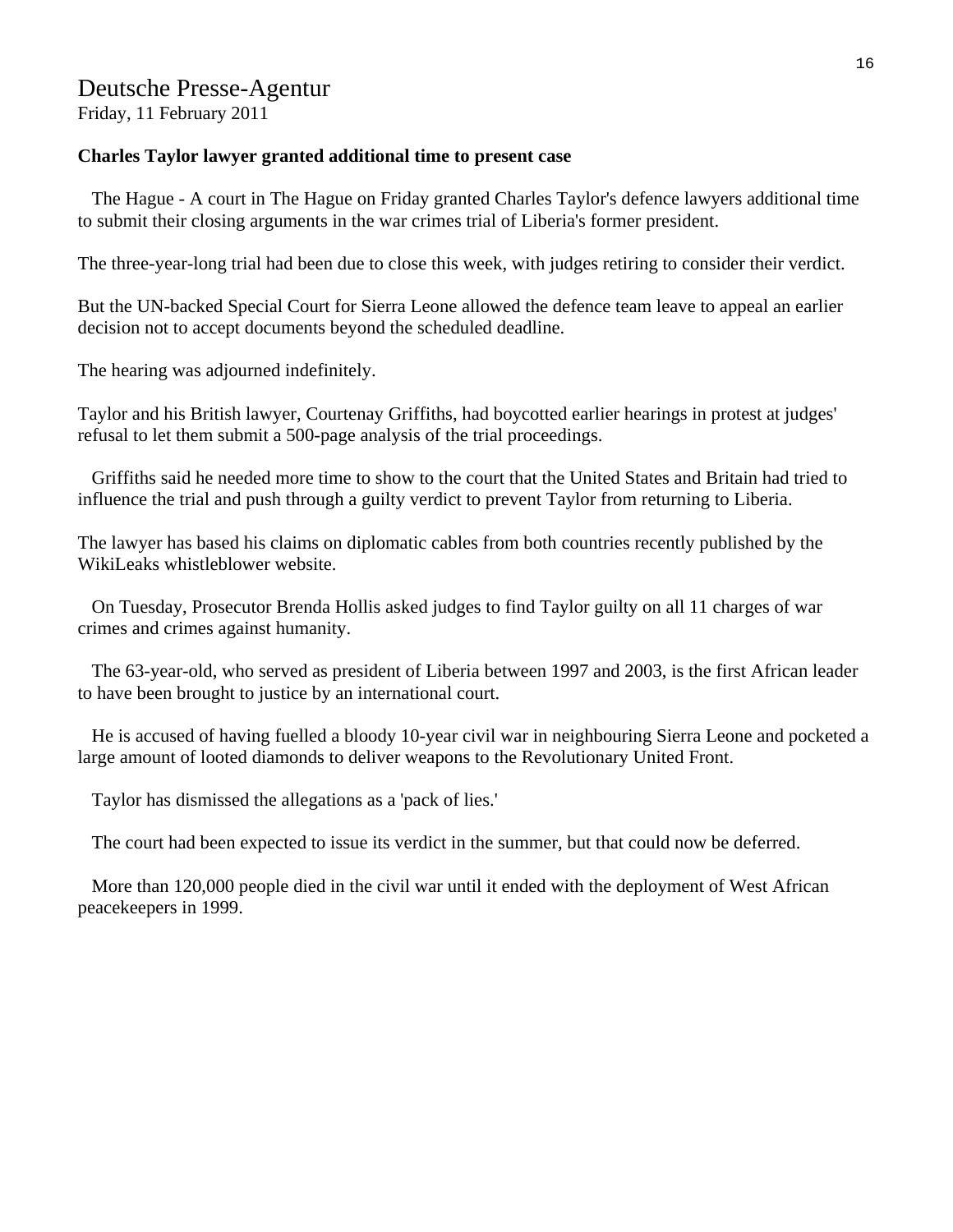# Deutsche Presse-Agentur

Friday, 11 February 2011

**Charles Taylor lawyer granted additional time to present case**

The Hague - A court in The Hague on Friday granted Charles Taylor's defence lawyers additional time to submit their closing arguments in the war crimes trial of Liberia's former president.

The three-year-long trial had been due to close this week, with judges retiring to consider their verdict.

But the UN-backed Special Court for Sierra Leone allowed the defence team leave to appeal an earlier decision not to accept documents beyond the scheduled deadline.

The hearing was adjourned indefinitely.

Taylor and his British lawyer, Courtenay Griffiths, had boycotted earlier hearings in protest at judges' refusal to let them submit a 500-page analysis of the trial proceedings.

Griffiths said he needed more time to show to the court that the United States and Britain had tried to influence the trial and push through a guilty verdict to prevent Taylor from returning to Liberia.

The lawyer has based his claims on diplomatic cables from both countries recently published by the WikiLeaks whistleblower website.

On Tuesday, Prosecutor Brenda Hollis asked judges to find Taylor guilty on all 11 charges of war crimes and crimes against humanity.

The 63-year-old, who served as president of Liberia between 1997 and 2003, is the first African leader to have been brought to justice by an international court.

He is accused of having fuelled a bloody 10-year civil war in neighbouring Sierra Leone and pocketed a large amount of looted diamonds to deliver weapons to the Revolutionary United Front.

Taylor has dismissed the allegations as a 'pack of lies.'

The court had been expected to issue its verdict in the summer, but that could now be deferred.

More than 120,000 people died in the civil war until it ended with the deployment of West African peacekeepers in 1999.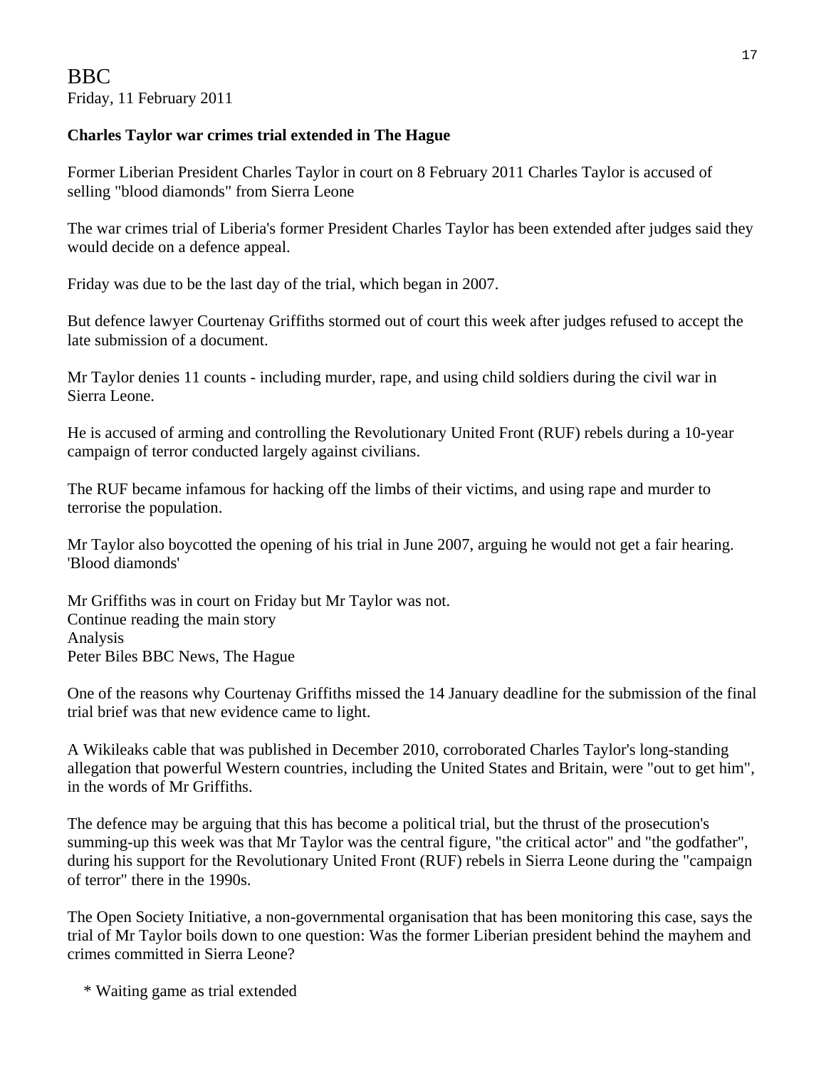BBC
Friday, 11 February 2011

**Charles Taylor war crimes trial extended in The Hague**

Former Liberian President Charles Taylor in court on 8 February 2011 Charles Taylor is accused of selling "blood diamonds" from Sierra Leone

The war crimes trial of Liberia's former President Charles Taylor has been extended after judges said they would decide on a defence appeal.

Friday was due to be the last day of the trial, which began in 2007.

But defence lawyer Courtenay Griffiths stormed out of court this week after judges refused to accept the late submission of a document.

Mr Taylor denies 11 counts - including murder, rape, and using child soldiers during the civil war in Sierra Leone.

He is accused of arming and controlling the Revolutionary United Front (RUF) rebels during a 10-year campaign of terror conducted largely against civilians.

The RUF became infamous for hacking off the limbs of their victims, and using rape and murder to terrorise the population.

Mr Taylor also boycotted the opening of his trial in June 2007, arguing he would not get a fair hearing.
'Blood diamonds'

Mr Griffiths was in court on Friday but Mr Taylor was not.
Continue reading the main story
Analysis
Peter Biles BBC News, The Hague

One of the reasons why Courtenay Griffiths missed the 14 January deadline for the submission of the final trial brief was that new evidence came to light.

A Wikileaks cable that was published in December 2010, corroborated Charles Taylor's long-standing allegation that powerful Western countries, including the United States and Britain, were "out to get him", in the words of Mr Griffiths.

The defence may be arguing that this has become a political trial, but the thrust of the prosecution's summing-up this week was that Mr Taylor was the central figure, "the critical actor" and "the godfather", during his support for the Revolutionary United Front (RUF) rebels in Sierra Leone during the "campaign of terror" there in the 1990s.

The Open Society Initiative, a non-governmental organisation that has been monitoring this case, says the trial of Mr Taylor boils down to one question: Was the former Liberian president behind the mayhem and crimes committed in Sierra Leone?

* Waiting game as trial extended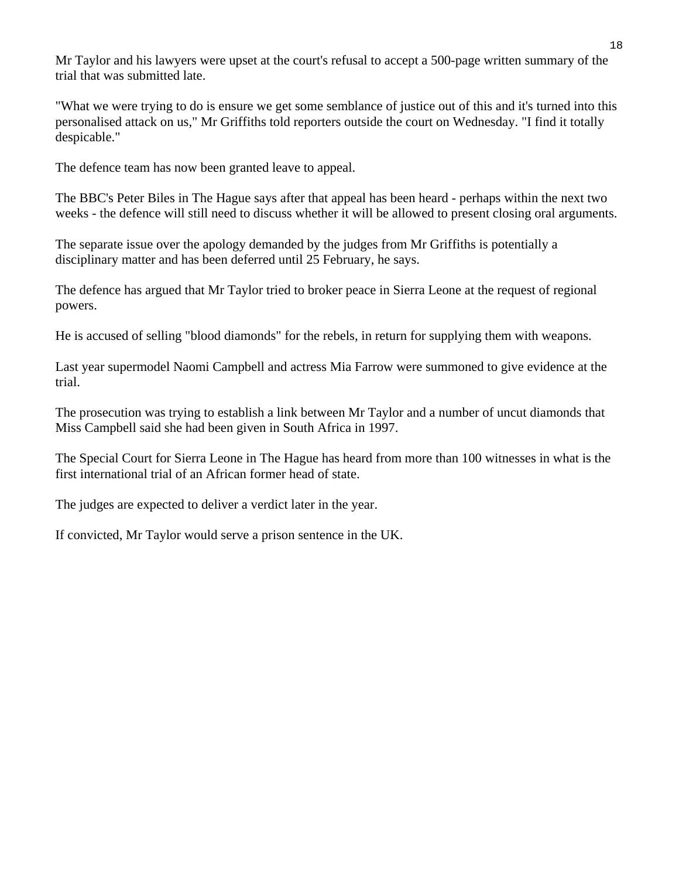Mr Taylor and his lawyers were upset at the court's refusal to accept a 500-page written summary of the trial that was submitted late.

"What we were trying to do is ensure we get some semblance of justice out of this and it's turned into this personalised attack on us," Mr Griffiths told reporters outside the court on Wednesday. "I find it totally despicable."

The defence team has now been granted leave to appeal.

The BBC's Peter Biles in The Hague says after that appeal has been heard - perhaps within the next two weeks - the defence will still need to discuss whether it will be allowed to present closing oral arguments.

The separate issue over the apology demanded by the judges from Mr Griffiths is potentially a disciplinary matter and has been deferred until 25 February, he says.

The defence has argued that Mr Taylor tried to broker peace in Sierra Leone at the request of regional powers.

He is accused of selling "blood diamonds" for the rebels, in return for supplying them with weapons.

Last year supermodel Naomi Campbell and actress Mia Farrow were summoned to give evidence at the trial.

The prosecution was trying to establish a link between Mr Taylor and a number of uncut diamonds that Miss Campbell said she had been given in South Africa in 1997.

The Special Court for Sierra Leone in The Hague has heard from more than 100 witnesses in what is the first international trial of an African former head of state.

The judges are expected to deliver a verdict later in the year.

If convicted, Mr Taylor would serve a prison sentence in the UK.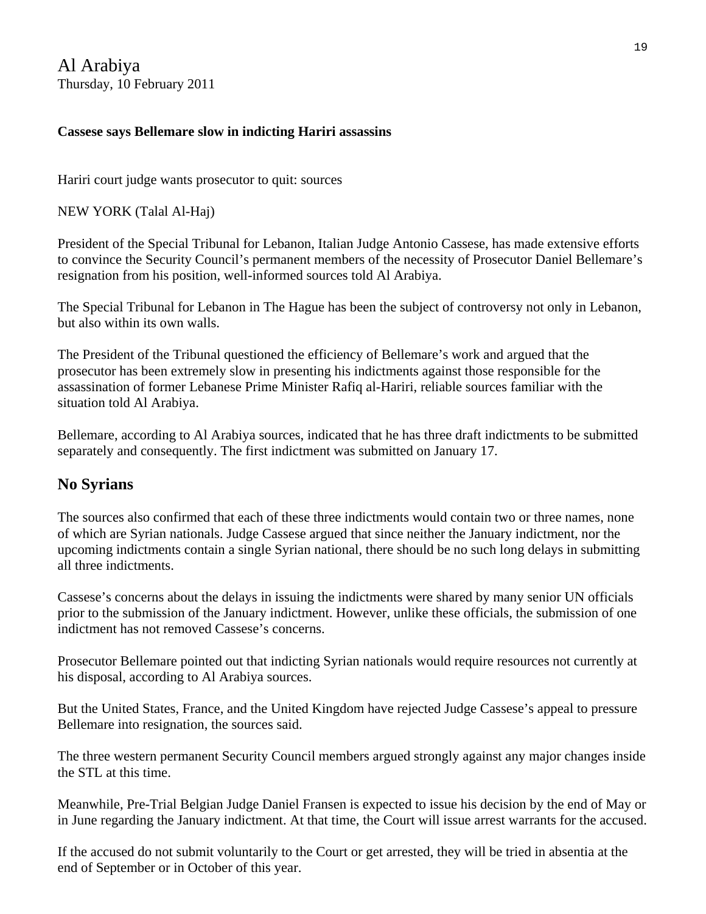Al Arabiya
Thursday, 10 February 2011

**Cassese says Bellemare slow in indicting Hariri assassins**

Hariri court judge wants prosecutor to quit: sources

NEW YORK (Talal Al-Haj)

President of the Special Tribunal for Lebanon, Italian Judge Antonio Cassese, has made extensive efforts to convince the Security Council's permanent members of the necessity of Prosecutor Daniel Bellemare's resignation from his position, well-informed sources told Al Arabiya.

The Special Tribunal for Lebanon in The Hague has been the subject of controversy not only in Lebanon, but also within its own walls.

The President of the Tribunal questioned the efficiency of Bellemare's work and argued that the prosecutor has been extremely slow in presenting his indictments against those responsible for the assassination of former Lebanese Prime Minister Rafiq al-Hariri, reliable sources familiar with the situation told Al Arabiya.

Bellemare, according to Al Arabiya sources, indicated that he has three draft indictments to be submitted separately and consequently. The first indictment was submitted on January 17.

## No Syrians

The sources also confirmed that each of these three indictments would contain two or three names, none of which are Syrian nationals. Judge Cassese argued that since neither the January indictment, nor the upcoming indictments contain a single Syrian national, there should be no such long delays in submitting all three indictments.

Cassese's concerns about the delays in issuing the indictments were shared by many senior UN officials prior to the submission of the January indictment. However, unlike these officials, the submission of one indictment has not removed Cassese's concerns.

Prosecutor Bellemare pointed out that indicting Syrian nationals would require resources not currently at his disposal, according to Al Arabiya sources.

But the United States, France, and the United Kingdom have rejected Judge Cassese's appeal to pressure Bellemare into resignation, the sources said.

The three western permanent Security Council members argued strongly against any major changes inside the STL at this time.

Meanwhile, Pre-Trial Belgian Judge Daniel Fransen is expected to issue his decision by the end of May or in June regarding the January indictment. At that time, the Court will issue arrest warrants for the accused.

If the accused do not submit voluntarily to the Court or get arrested, they will be tried in absentia at the end of September or in October of this year.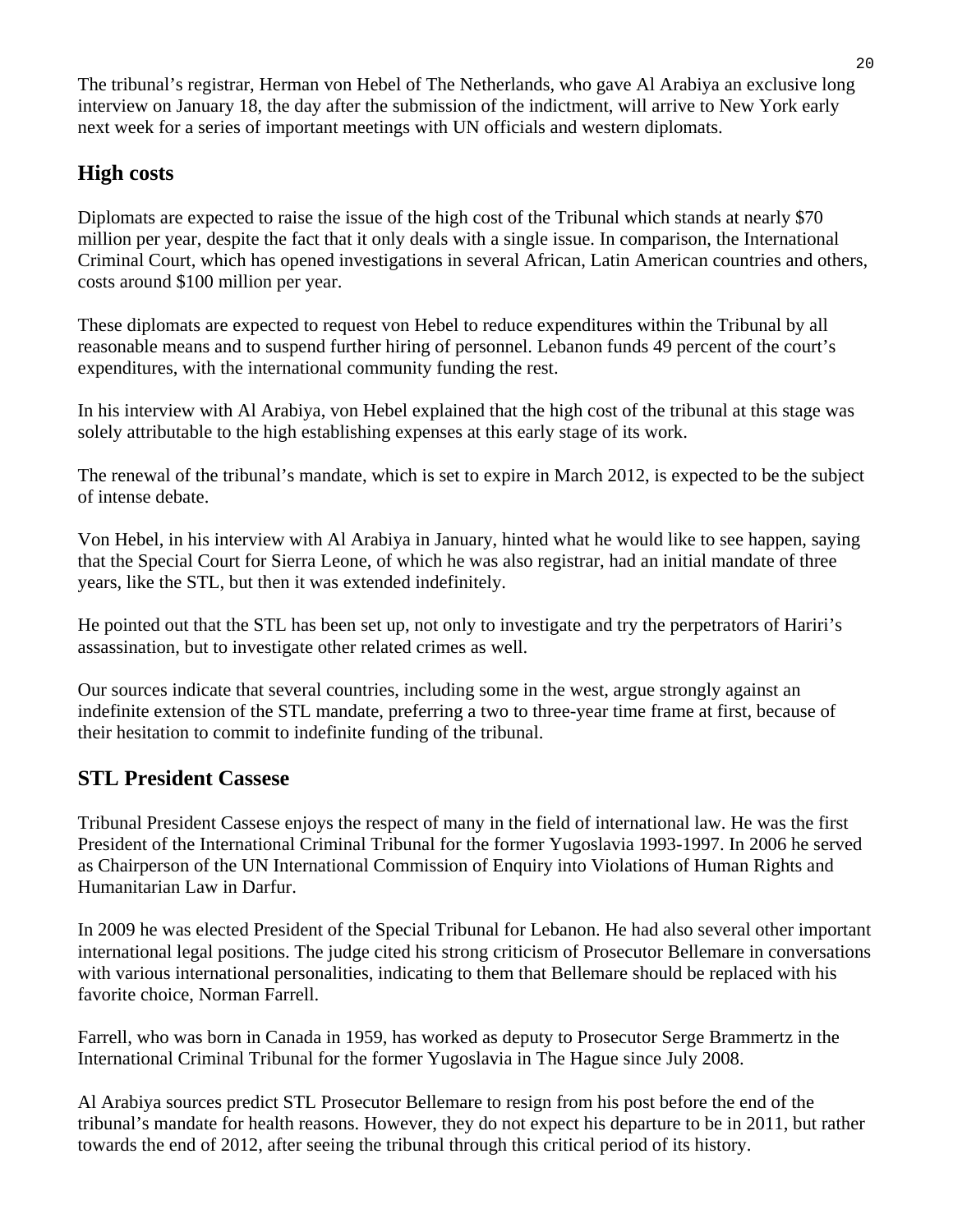The tribunal's registrar, Herman von Hebel of The Netherlands, who gave Al Arabiya an exclusive long interview on January 18, the day after the submission of the indictment, will arrive to New York early next week for a series of important meetings with UN officials and western diplomats.

## High costs

Diplomats are expected to raise the issue of the high cost of the Tribunal which stands at nearly $70 million per year, despite the fact that it only deals with a single issue. In comparison, the International Criminal Court, which has opened investigations in several African, Latin American countries and others, costs around $100 million per year.

These diplomats are expected to request von Hebel to reduce expenditures within the Tribunal by all reasonable means and to suspend further hiring of personnel. Lebanon funds 49 percent of the court's expenditures, with the international community funding the rest.

In his interview with Al Arabiya, von Hebel explained that the high cost of the tribunal at this stage was solely attributable to the high establishing expenses at this early stage of its work.

The renewal of the tribunal's mandate, which is set to expire in March 2012, is expected to be the subject of intense debate.

Von Hebel, in his interview with Al Arabiya in January, hinted what he would like to see happen, saying that the Special Court for Sierra Leone, of which he was also registrar, had an initial mandate of three years, like the STL, but then it was extended indefinitely.

He pointed out that the STL has been set up, not only to investigate and try the perpetrators of Hariri's assassination, but to investigate other related crimes as well.

Our sources indicate that several countries, including some in the west, argue strongly against an indefinite extension of the STL mandate, preferring a two to three-year time frame at first, because of their hesitation to commit to indefinite funding of the tribunal.

## STL President Cassese

Tribunal President Cassese enjoys the respect of many in the field of international law. He was the first President of the International Criminal Tribunal for the former Yugoslavia 1993-1997. In 2006 he served as Chairperson of the UN International Commission of Enquiry into Violations of Human Rights and Humanitarian Law in Darfur.

In 2009 he was elected President of the Special Tribunal for Lebanon. He had also several other important international legal positions. The judge cited his strong criticism of Prosecutor Bellemare in conversations with various international personalities, indicating to them that Bellemare should be replaced with his favorite choice, Norman Farrell.

Farrell, who was born in Canada in 1959, has worked as deputy to Prosecutor Serge Brammertz in the International Criminal Tribunal for the former Yugoslavia in The Hague since July 2008.

Al Arabiya sources predict STL Prosecutor Bellemare to resign from his post before the end of the tribunal's mandate for health reasons. However, they do not expect his departure to be in 2011, but rather towards the end of 2012, after seeing the tribunal through this critical period of its history.